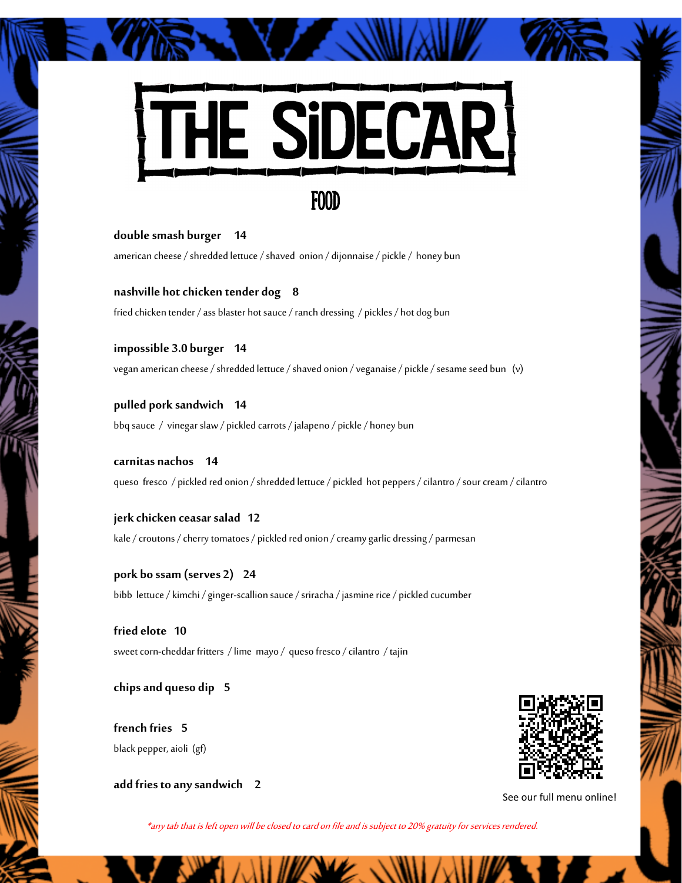# THE SiDECAR

## FOOD

**double smash burger 14**

american cheese / shredded lettuce / shaved onion / dijonnaise / pickle / honey bun

**nashville hot chicken tender dog 8**

fried chicken tender / ass blaster hot sauce / ranch dressing / pickles / hot dog bun

**impossible 3.0 burger 14**

vegan american cheese / shredded lettuce / shaved onion / veganaise / pickle / sesame seed bun (v)

**pulled pork sandwich 14**

bbq sauce / vinegar slaw / pickled carrots / jalapeno / pickle / honey bun

**carnitas nachos 14**

queso fresco / pickled red onion / shredded lettuce / pickled hot peppers / cilantro / sour cream / cilantro

**jerk chicken ceasar salad 12**

kale / croutons / cherry tomatoes / pickled red onion / creamy garlic dressing / parmesan

**pork bo ssam (serves 2) 24**

bibb lettuce / kimchi / ginger-scallion sauce / sriracha / jasmine rice / pickled cucumber

**fried elote 10**

sweet corn-cheddar fritters / lime mayo / queso fresco / cilantro / tajin

**chips and queso dip 5**

**french fries 5**

black pepper, aioli (gf)

**add fries to any sandwich 2**

See our full menu online!

*\*any tab that is left open will be closed to card on file and is subject to 20% gratuity for services rendered.*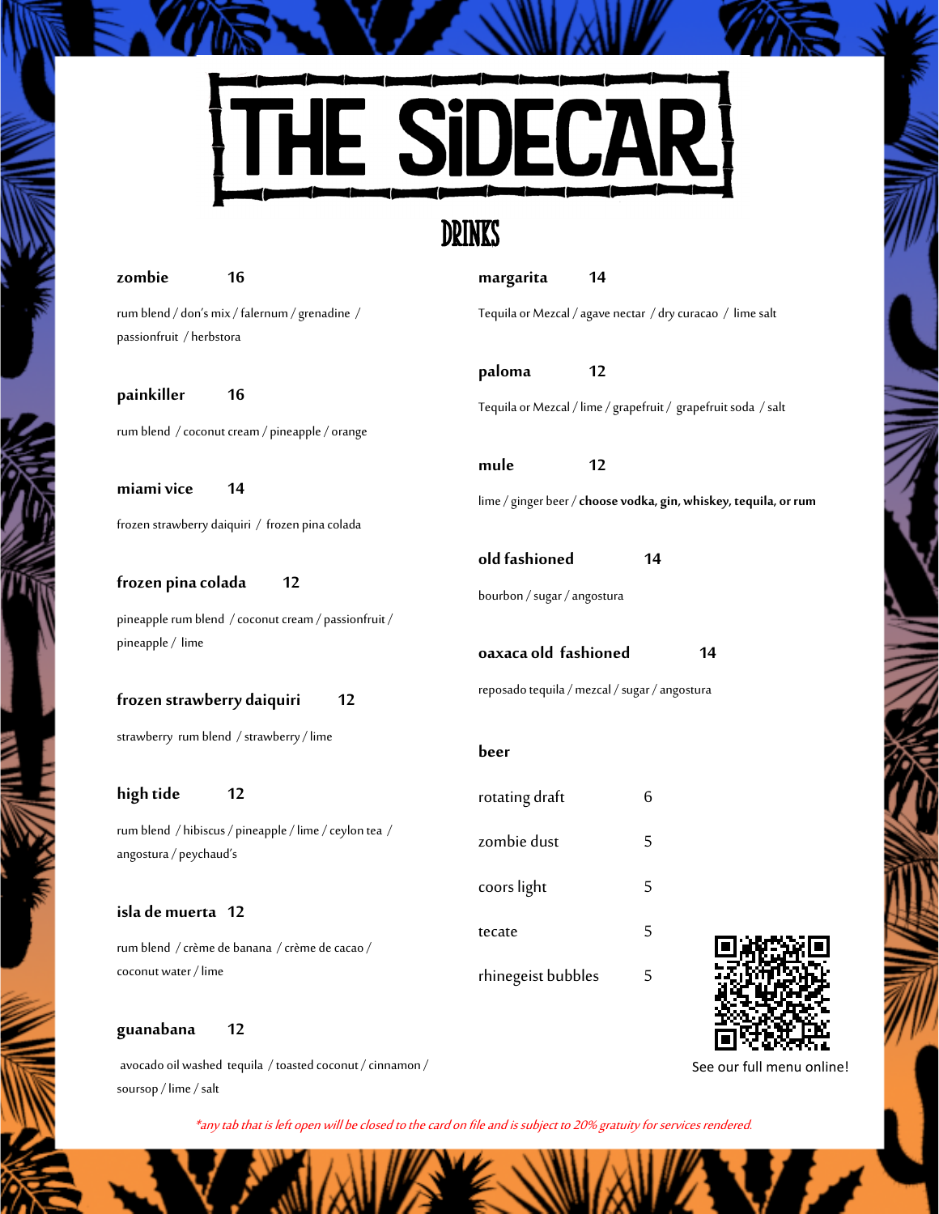# THE SIDECAR

## DRINKS

**zombie** 16

rum blend / don's mix / falernum / grenadine / passionfruit / herbstora

**painkiller** 16

rum blend / coconut cream / pineapple / orange

**miami vice** 14

frozen strawberry daiquiri / frozen pina colada

**frozen pina colada** 12

pineapple rum blend / coconut cream / passionfruit / pineapple / lime

**frozen strawberry daiquiri** 12

strawberry rum blend / strawberry / lime

**high tide** 12

rum blend / hibiscus / pineapple / lime / ceylon tea / angostura / peychaud's

**isla de muerta** 12

rum blend / crème de banana / crème de cacao / coconut water / lime

**guanabana** 12

avocado oil washed tequila / toasted coconut / cinnamon / soursop / lime / salt

**margarita** 14

Tequila or Mezcal / agave nectar / dry curacao / lime salt

**paloma** 12

Tequila or Mezcal / lime / grapefruit / grapefruit soda / salt

**mule** 12

lime / ginger beer / **choose vodka, gin, whiskey, tequila, or rum**

**old fashioned** 14

bourbon / sugar / angostura

**oaxaca old fashioned** 14

reposado tequila / mezcal / sugar / angostura

**beer**

rotating draft 6

zombie dust 5

coors light 5

tecate 5

rhinegeist bubbles 5

See our full menu online!

*\*any tab that is left open will be closed to the card on file and is subject to 20% gratuity for services rendered.*